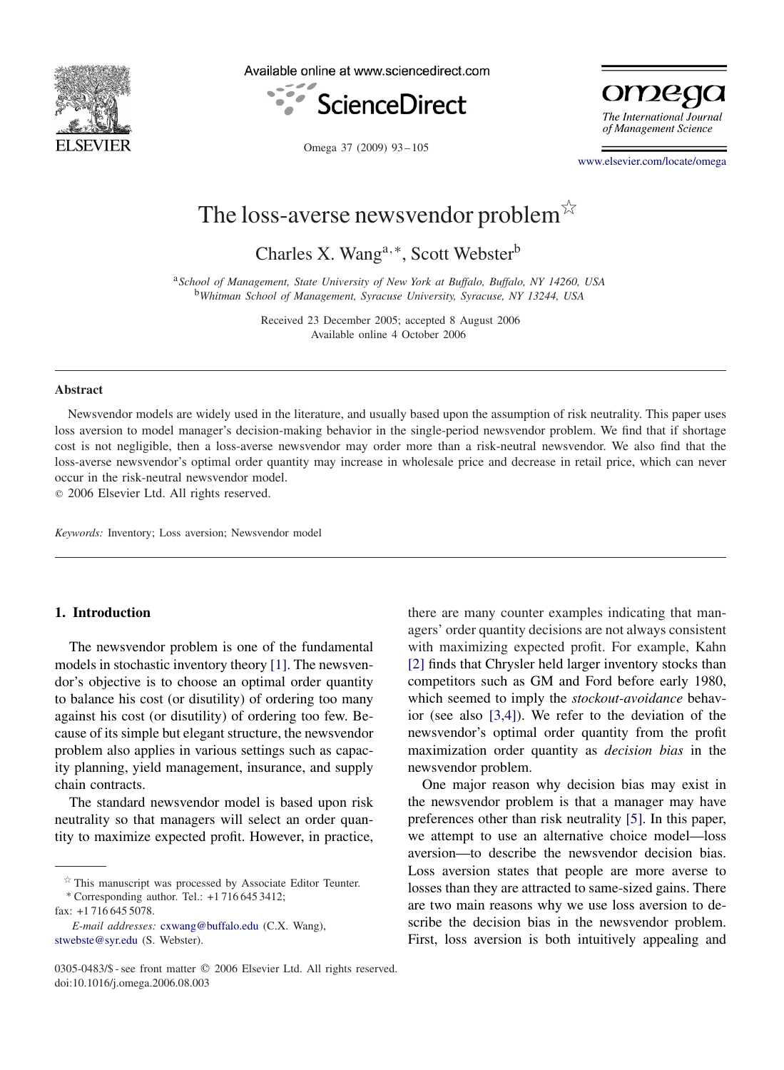# The loss-averse newsvendor problem ☆

Charles X. Wang[a,*], Scott Webster[b]

[a] *School of Management, State University of New York at Buffalo, Buffalo, NY 14260, USA*
[b] *Whitman School of Management, Syracuse University, Syracuse, NY 13244, USA*

Received 23 December 2005; accepted 8 August 2006
Available online 4 October 2006

## Abstract

Newsvendor models are widely used in the literature, and usually based upon the assumption of risk neutrality. This paper uses loss aversion to model manager's decision-making behavior in the single-period newsvendor problem. We find that if shortage cost is not negligible, then a loss-averse newsvendor may order more than a risk-neutral newsvendor. We also find that the loss-averse newsvendor's optimal order quantity may increase in wholesale price and decrease in retail price, which can never occur in the risk-neutral newsvendor model.

© 2006 Elsevier Ltd. All rights reserved.

*Keywords:* Inventory; Loss aversion; Newsvendor model

## 1. Introduction

The newsvendor problem is one of the fundamental models in stochastic inventory theory [1]. The newsvendor's objective is to choose an optimal order quantity to balance his cost (or disutility) of ordering too many against his cost (or disutility) of ordering too few. Because of its simple but elegant structure, the newsvendor problem also applies in various settings such as capacity planning, yield management, insurance, and supply chain contracts.

The standard newsvendor model is based upon risk neutrality so that managers will select an order quantity to maximize expected profit. However, in practice, there are many counter examples indicating that managers' order quantity decisions are not always consistent with maximizing expected profit. For example, Kahn [2] finds that Chrysler held larger inventory stocks than competitors such as GM and Ford before early 1980, which seemed to imply the *stockout-avoidance* behavior (see also [3,4]). We refer to the deviation of the newsvendor's optimal order quantity from the profit maximization order quantity as *decision bias* in the newsvendor problem.

One major reason why decision bias may exist in the newsvendor problem is that a manager may have preferences other than risk neutrality [5]. In this paper, we attempt to use an alternative choice model—loss aversion—to describe the newsvendor decision bias. Loss aversion states that people are more averse to losses than they are attracted to same-sized gains. There are two main reasons why we use loss aversion to describe the decision bias in the newsvendor problem. First, loss aversion is both intuitively appealing and

☆ This manuscript was processed by Associate Editor Teunter.

\* Corresponding author. Tel.: +1 716 645 3412; fax: +1 716 645 5078.

*E-mail addresses:* cxwang@buffalo.edu (C.X. Wang), stwebste@syr.edu (S. Webster).

0305-0483/$ - see front matter © 2006 Elsevier Ltd. All rights reserved.
doi:10.1016/j.omega.2006.08.003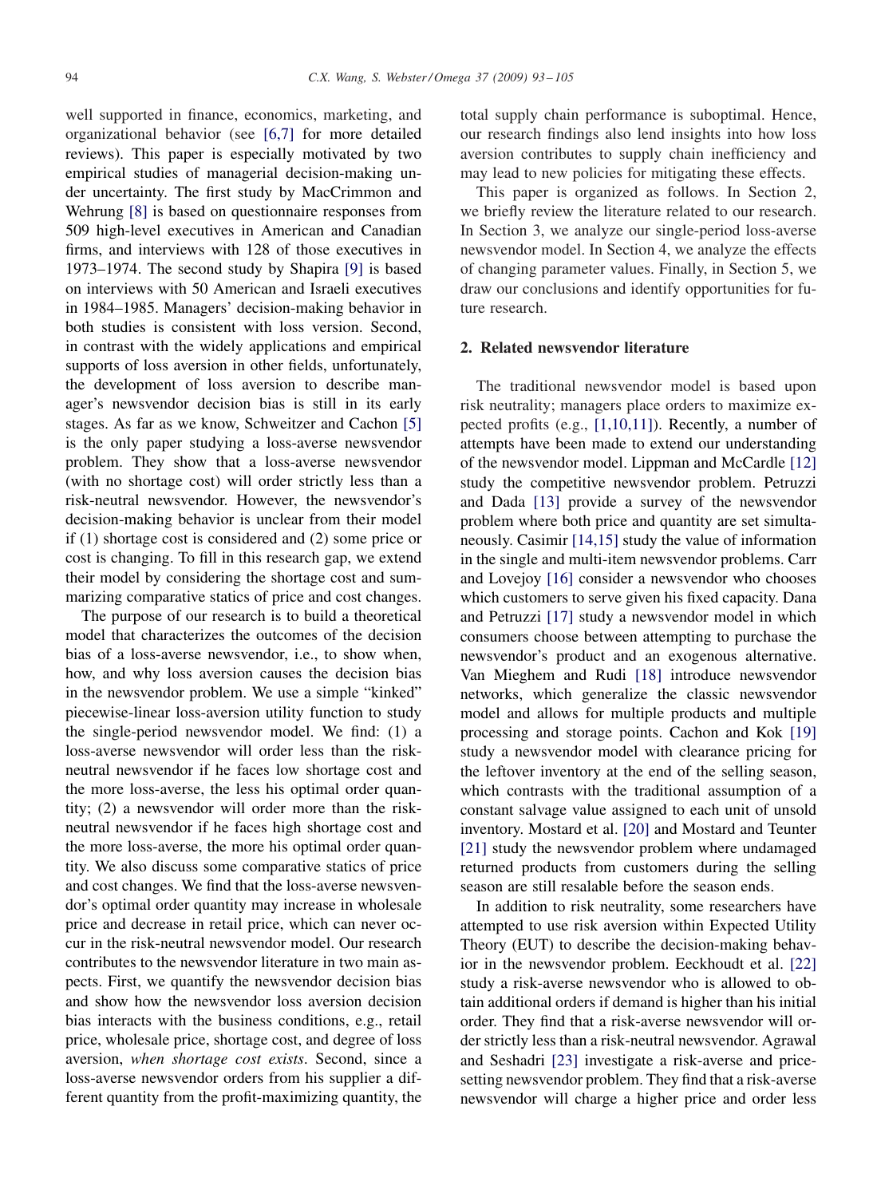well supported in finance, economics, marketing, and organizational behavior (see [6,7] for more detailed reviews). This paper is especially motivated by two empirical studies of managerial decision-making under uncertainty. The first study by MacCrimmon and Wehrung [8] is based on questionnaire responses from 509 high-level executives in American and Canadian firms, and interviews with 128 of those executives in 1973–1974. The second study by Shapira [9] is based on interviews with 50 American and Israeli executives in 1984–1985. Managers' decision-making behavior in both studies is consistent with loss version. Second, in contrast with the widely applications and empirical supports of loss aversion in other fields, unfortunately, the development of loss aversion to describe manager's newsvendor decision bias is still in its early stages. As far as we know, Schweitzer and Cachon [5] is the only paper studying a loss-averse newsvendor problem. They show that a loss-averse newsvendor (with no shortage cost) will order strictly less than a risk-neutral newsvendor. However, the newsvendor's decision-making behavior is unclear from their model if (1) shortage cost is considered and (2) some price or cost is changing. To fill in this research gap, we extend their model by considering the shortage cost and summarizing comparative statics of price and cost changes.

The purpose of our research is to build a theoretical model that characterizes the outcomes of the decision bias of a loss-averse newsvendor, i.e., to show when, how, and why loss aversion causes the decision bias in the newsvendor problem. We use a simple "kinked" piecewise-linear loss-aversion utility function to study the single-period newsvendor model. We find: (1) a loss-averse newsvendor will order less than the risk-neutral newsvendor if he faces low shortage cost and the more loss-averse, the less his optimal order quantity; (2) a newsvendor will order more than the risk-neutral newsvendor if he faces high shortage cost and the more loss-averse, the more his optimal order quantity. We also discuss some comparative statics of price and cost changes. We find that the loss-averse newsvendor's optimal order quantity may increase in wholesale price and decrease in retail price, which can never occur in the risk-neutral newsvendor model. Our research contributes to the newsvendor literature in two main aspects. First, we quantify the newsvendor decision bias and show how the newsvendor loss aversion decision bias interacts with the business conditions, e.g., retail price, wholesale price, shortage cost, and degree of loss aversion, *when shortage cost exists*. Second, since a loss-averse newsvendor orders from his supplier a different quantity from the profit-maximizing quantity, the total supply chain performance is suboptimal. Hence, our research findings also lend insights into how loss aversion contributes to supply chain inefficiency and may lead to new policies for mitigating these effects.

This paper is organized as follows. In Section 2, we briefly review the literature related to our research. In Section 3, we analyze our single-period loss-averse newsvendor model. In Section 4, we analyze the effects of changing parameter values. Finally, in Section 5, we draw our conclusions and identify opportunities for future research.

## 2. Related newsvendor literature

The traditional newsvendor model is based upon risk neutrality; managers place orders to maximize expected profits (e.g., [1,10,11]). Recently, a number of attempts have been made to extend our understanding of the newsvendor model. Lippman and McCardle [12] study the competitive newsvendor problem. Petruzzi and Dada [13] provide a survey of the newsvendor problem where both price and quantity are set simultaneously. Casimir [14,15] study the value of information in the single and multi-item newsvendor problems. Carr and Lovejoy [16] consider a newsvendor who chooses which customers to serve given his fixed capacity. Dana and Petruzzi [17] study a newsvendor model in which consumers choose between attempting to purchase the newsvendor's product and an exogenous alternative. Van Mieghem and Rudi [18] introduce newsvendor networks, which generalize the classic newsvendor model and allows for multiple products and multiple processing and storage points. Cachon and Kok [19] study a newsvendor model with clearance pricing for the leftover inventory at the end of the selling season, which contrasts with the traditional assumption of a constant salvage value assigned to each unit of unsold inventory. Mostard et al. [20] and Mostard and Teunter [21] study the newsvendor problem where undamaged returned products from customers during the selling season are still resalable before the season ends.

In addition to risk neutrality, some researchers have attempted to use risk aversion within Expected Utility Theory (EUT) to describe the decision-making behavior in the newsvendor problem. Eeckhoudt et al. [22] study a risk-averse newsvendor who is allowed to obtain additional orders if demand is higher than his initial order. They find that a risk-averse newsvendor will order strictly less than a risk-neutral newsvendor. Agrawal and Seshadri [23] investigate a risk-averse and price-setting newsvendor problem. They find that a risk-averse newsvendor will charge a higher price and order less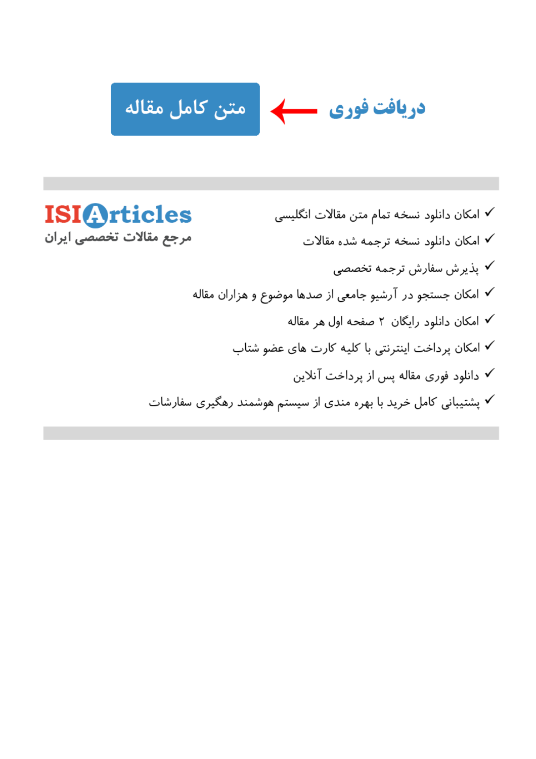دریافت فوری ← **متن کامل مقاله**

**ISIArticles**
مرجع مقالات تخصصی ایران

- ✓ امکان دانلود نسخه تمام متن مقالات انگلیسی
- ✓ امکان دانلود نسخه ترجمه شده مقالات
- ✓ پذیرش سفارش ترجمه تخصصی
- ✓ امکان جستجو در آرشیو جامعی از صدها موضوع و هزاران مقاله
- ✓ امکان دانلود رایگان ۲ صفحه اول هر مقاله
- ✓ امکان پرداخت اینترنتی با کلیه کارت های عضو شتاب
- ✓ دانلود فوری مقاله پس از پرداخت آنلاین
- ✓ پشتیبانی کامل خرید با بهره مندی از سیستم هوشمند رهگیری سفارشات